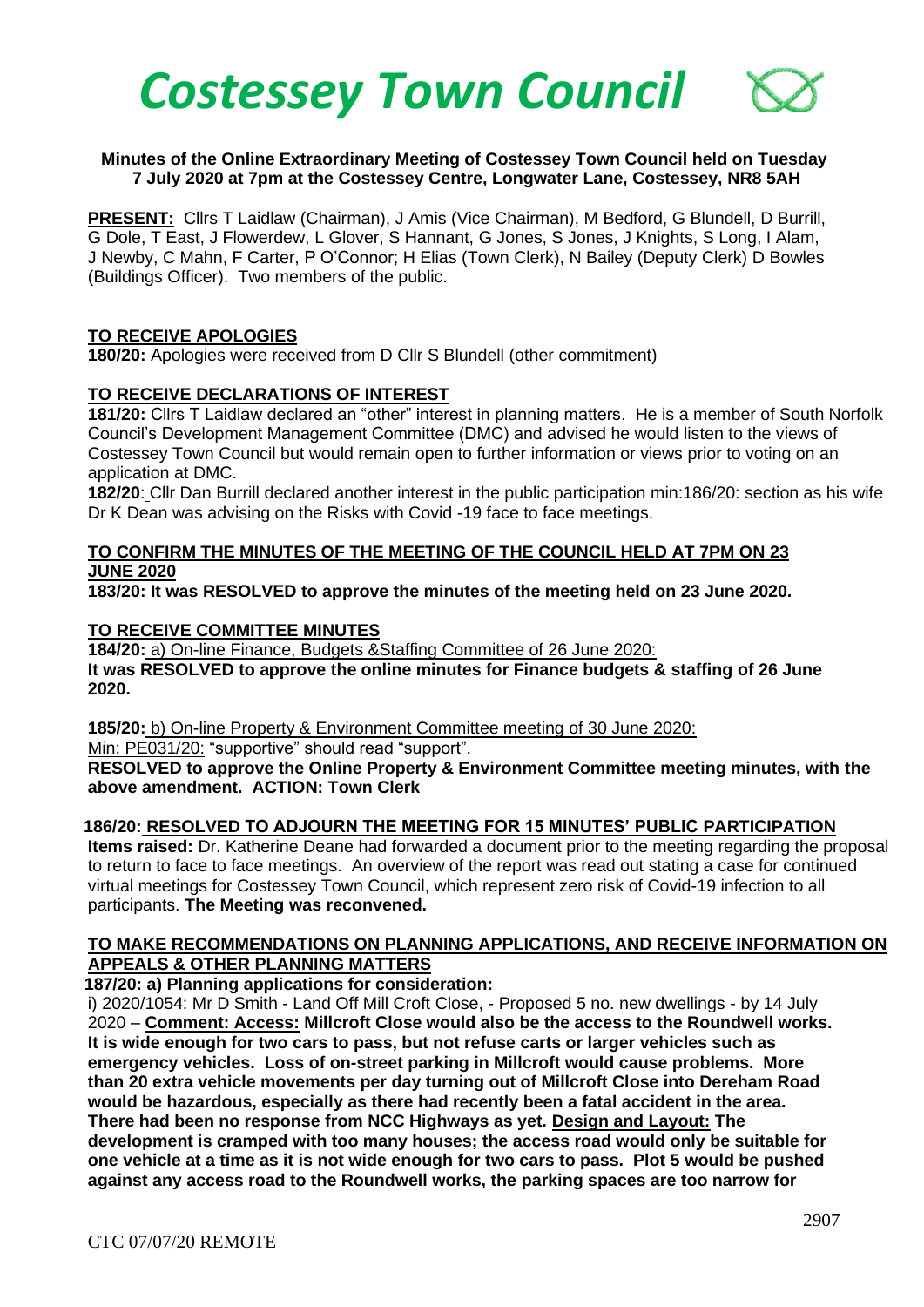# *Costessey Town Council*

**Minutes of the Online Extraordinary Meeting of Costessey Town Council held on Tuesday 7 July 2020 at 7pm at the Costessey Centre, Longwater Lane, Costessey, NR8 5AH**

**PRESENT:** Cllrs T Laidlaw (Chairman), J Amis (Vice Chairman), M Bedford, G Blundell, D Burrill, G Dole, T East, J Flowerdew, L Glover, S Hannant, G Jones, S Jones, J Knights, S Long, I Alam, J Newby, C Mahn, F Carter, P O'Connor; H Elias (Town Clerk), N Bailey (Deputy Clerk) D Bowles (Buildings Officer). Two members of the public.

**TO RECEIVE APOLOGIES**

**180/20:** Apologies were received from D Cllr S Blundell (other commitment)

**TO RECEIVE DECLARATIONS OF INTEREST**

**181/20:** Cllrs T Laidlaw declared an "other" interest in planning matters. He is a member of South Norfolk Council's Development Management Committee (DMC) and advised he would listen to the views of Costessey Town Council but would remain open to further information or views prior to voting on an application at DMC.

**182/20**: Cllr Dan Burrill declared another interest in the public participation min:186/20: section as his wife Dr K Dean was advising on the Risks with Covid -19 face to face meetings.

**TO CONFIRM THE MINUTES OF THE MEETING OF THE COUNCIL HELD AT 7PM ON 23 JUNE 2020**

**183/20: It was RESOLVED to approve the minutes of the meeting held on 23 June 2020.**

**TO RECEIVE COMMITTEE MINUTES**

**184/20:** a) On-line Finance, Budgets &Staffing Committee of 26 June 2020:
**It was RESOLVED to approve the online minutes for Finance budgets & staffing of 26 June 2020.**

**185/20:** b) On-line Property & Environment Committee meeting of 30 June 2020:
Min: PE031/20: "supportive" should read "support".
**RESOLVED to approve the Online Property & Environment Committee meeting minutes, with the above amendment. ACTION: Town Clerk**

**186/20: RESOLVED TO ADJOURN THE MEETING FOR 15 MINUTES' PUBLIC PARTICIPATION**

**Items raised:** Dr. Katherine Deane had forwarded a document prior to the meeting regarding the proposal to return to face to face meetings. An overview of the report was read out stating a case for continued virtual meetings for Costessey Town Council, which represent zero risk of Covid-19 infection to all participants. **The Meeting was reconvened.**

**TO MAKE RECOMMENDATIONS ON PLANNING APPLICATIONS, AND RECEIVE INFORMATION ON APPEALS & OTHER PLANNING MATTERS**

**187/20: a) Planning applications for consideration:**

i) 2020/1054: Mr D Smith - Land Off Mill Croft Close, - Proposed 5 no. new dwellings - by 14 July 2020 – **Comment: Access: Millcroft Close would also be the access to the Roundwell works. It is wide enough for two cars to pass, but not refuse carts or larger vehicles such as emergency vehicles. Loss of on-street parking in Millcroft would cause problems. More than 20 extra vehicle movements per day turning out of Millcroft Close into Dereham Road would be hazardous, especially as there had recently been a fatal accident in the area. There had been no response from NCC Highways as yet. Design and Layout: The development is cramped with too many houses; the access road would only be suitable for one vehicle at a time as it is not wide enough for two cars to pass. Plot 5 would be pushed against any access road to the Roundwell works, the parking spaces are too narrow for**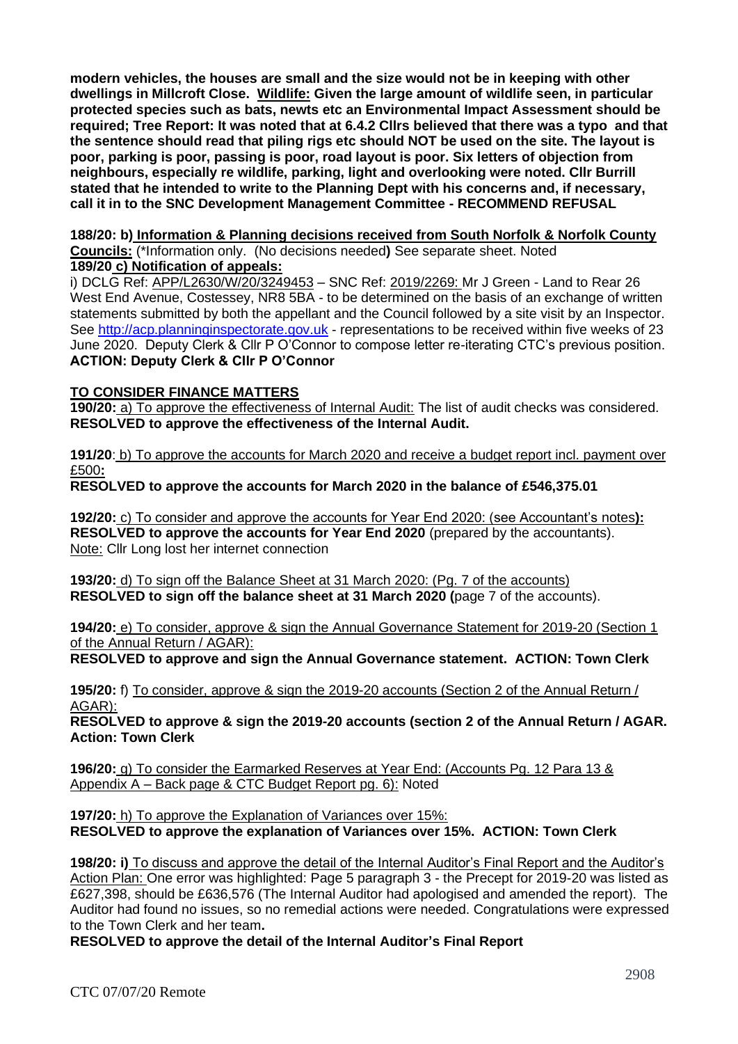**modern vehicles, the houses are small and the size would not be in keeping with other dwellings in Millcroft Close. Wildlife: Given the large amount of wildlife seen, in particular protected species such as bats, newts etc an Environmental Impact Assessment should be required; Tree Report: It was noted that at 6.4.2 Cllrs believed that there was a typo and that the sentence should read that piling rigs etc should NOT be used on the site. The layout is poor, parking is poor, passing is poor, road layout is poor. Six letters of objection from neighbours, especially re wildlife, parking, light and overlooking were noted. Cllr Burrill stated that he intended to write to the Planning Dept with his concerns and, if necessary, call it in to the SNC Development Management Committee - RECOMMEND REFUSAL**

**188/20: b) Information & Planning decisions received from South Norfolk & Norfolk County Councils:** (*Information only. (No decisions needed**)** See separate sheet. Noted

**189/20 c) Notification of appeals:**

i) DCLG Ref: APP/L2630/W/20/3249453 – SNC Ref: 2019/2269: Mr J Green - Land to Rear 26 West End Avenue, Costessey, NR8 5BA - to be determined on the basis of an exchange of written statements submitted by both the appellant and the Council followed by a site visit by an Inspector. See http://acp.planninginspectorate.gov.uk - representations to be received within five weeks of 23 June 2020. Deputy Clerk & Cllr P O'Connor to compose letter re-iterating CTC's previous position. **ACTION: Deputy Clerk & Cllr P O'Connor**

**TO CONSIDER FINANCE MATTERS**

**190/20:** a) To approve the effectiveness of Internal Audit: The list of audit checks was considered. **RESOLVED to approve the effectiveness of the Internal Audit.**

**191/20**: b) To approve the accounts for March 2020 and receive a budget report incl. payment over £500**:**

**RESOLVED to approve the accounts for March 2020 in the balance of £546,375.01**

**192/20:** c) To consider and approve the accounts for Year End 2020: (see Accountant's notes**):**
**RESOLVED to approve the accounts for Year End 2020** (prepared by the accountants).
Note: Cllr Long lost her internet connection

**193/20:** d) To sign off the Balance Sheet at 31 March 2020: (Pg. 7 of the accounts)
**RESOLVED to sign off the balance sheet at 31 March 2020 (**page 7 of the accounts).

**194/20:** e) To consider, approve & sign the Annual Governance Statement for 2019-20 (Section 1 of the Annual Return / AGAR):

**RESOLVED to approve and sign the Annual Governance statement. ACTION: Town Clerk**

**195/20:** f) To consider, approve & sign the 2019-20 accounts (Section 2 of the Annual Return / AGAR):

**RESOLVED to approve & sign the 2019-20 accounts (section 2 of the Annual Return / AGAR. Action: Town Clerk**

**196/20:** g) To consider the Earmarked Reserves at Year End: (Accounts Pg. 12 Para 13 & Appendix A – Back page & CTC Budget Report pg. 6): Noted

**197/20:** h) To approve the Explanation of Variances over 15%:
**RESOLVED to approve the explanation of Variances over 15%. ACTION: Town Clerk**

**198/20: i)** To discuss and approve the detail of the Internal Auditor's Final Report and the Auditor's Action Plan: One error was highlighted: Page 5 paragraph 3 - the Precept for 2019-20 was listed as £627,398, should be £636,576 (The Internal Auditor had apologised and amended the report). The Auditor had found no issues, so no remedial actions were needed. Congratulations were expressed to the Town Clerk and her team**.**

**RESOLVED to approve the detail of the Internal Auditor's Final Report**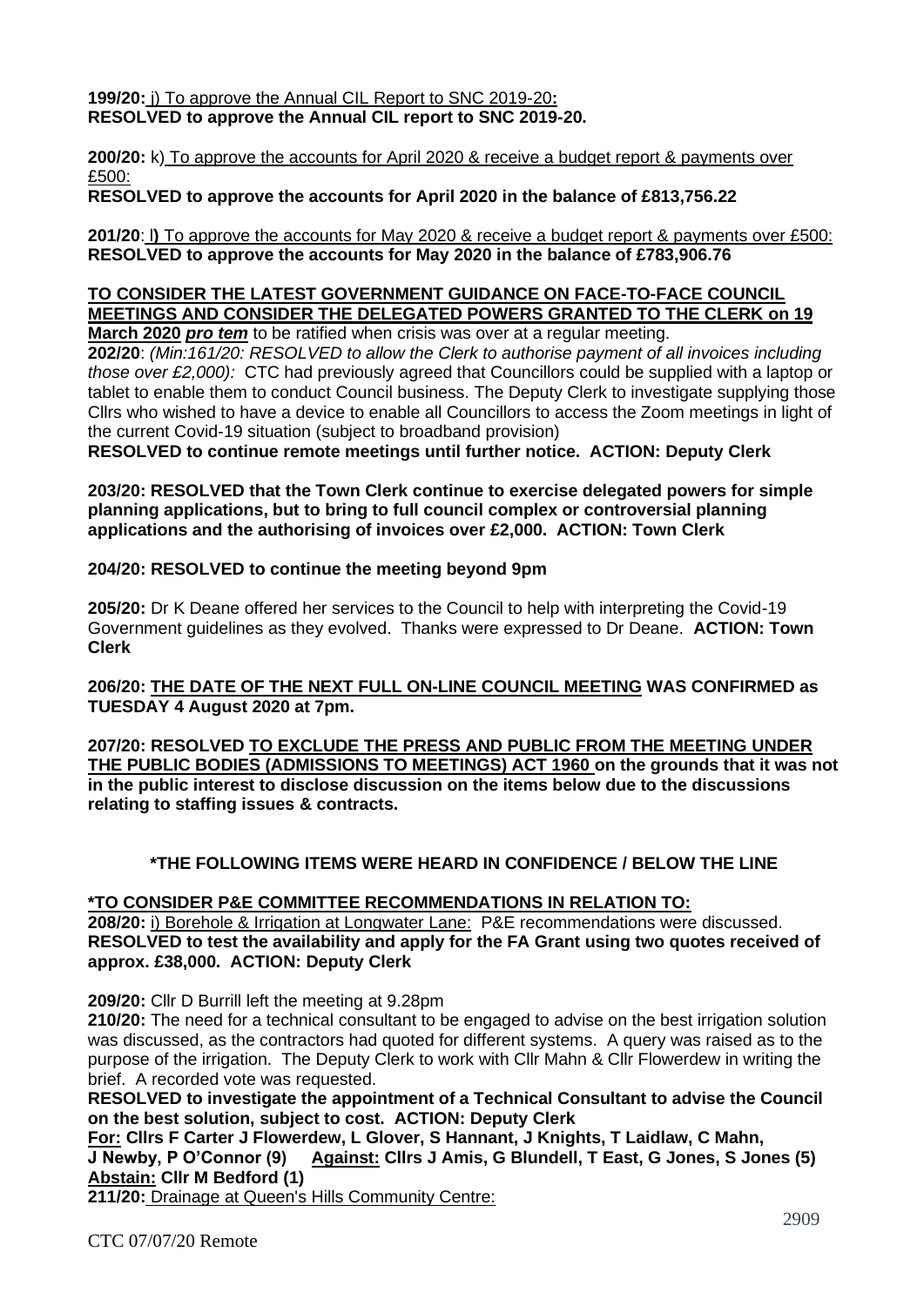**199/20:** j) To approve the Annual CIL Report to SNC 2019-20**:**
**RESOLVED to approve the Annual CIL report to SNC 2019-20.**

**200/20:** k) To approve the accounts for April 2020 & receive a budget report & payments over £500:
**RESOLVED to approve the accounts for April 2020 in the balance of £813,756.22**

**201/20**: l**)** To approve the accounts for May 2020 & receive a budget report & payments over £500:
**RESOLVED to approve the accounts for May 2020 in the balance of £783,906.76**

**TO CONSIDER THE LATEST GOVERNMENT GUIDANCE ON FACE-TO-FACE COUNCIL MEETINGS AND CONSIDER THE DELEGATED POWERS GRANTED TO THE CLERK on 19 March 2020 *pro tem*** to be ratified when crisis was over at a regular meeting.

**202/20**: *(Min:161/20: RESOLVED to allow the Clerk to authorise payment of all invoices including those over £2,000):* CTC had previously agreed that Councillors could be supplied with a laptop or tablet to enable them to conduct Council business. The Deputy Clerk to investigate supplying those Cllrs who wished to have a device to enable all Councillors to access the Zoom meetings in light of the current Covid-19 situation (subject to broadband provision)
**RESOLVED to continue remote meetings until further notice. ACTION: Deputy Clerk**

**203/20: RESOLVED that the Town Clerk continue to exercise delegated powers for simple planning applications, but to bring to full council complex or controversial planning applications and the authorising of invoices over £2,000. ACTION: Town Clerk**

**204/20: RESOLVED to continue the meeting beyond 9pm**

**205/20:** Dr K Deane offered her services to the Council to help with interpreting the Covid-19 Government guidelines as they evolved. Thanks were expressed to Dr Deane. **ACTION: Town Clerk**

**206/20: THE DATE OF THE NEXT FULL ON-LINE COUNCIL MEETING WAS CONFIRMED as TUESDAY 4 August 2020 at 7pm.**

**207/20: RESOLVED TO EXCLUDE THE PRESS AND PUBLIC FROM THE MEETING UNDER THE PUBLIC BODIES (ADMISSIONS TO MEETINGS) ACT 1960 on the grounds that it was not in the public interest to disclose discussion on the items below due to the discussions relating to staffing issues & contracts.**

**\*THE FOLLOWING ITEMS WERE HEARD IN CONFIDENCE / BELOW THE LINE**

**\*TO CONSIDER P&E COMMITTEE RECOMMENDATIONS IN RELATION TO:**

**208/20:** i) Borehole & Irrigation at Longwater Lane: P&E recommendations were discussed.
**RESOLVED to test the availability and apply for the FA Grant using two quotes received of approx. £38,000. ACTION: Deputy Clerk**

**209/20:** Cllr D Burrill left the meeting at 9.28pm

**210/20:** The need for a technical consultant to be engaged to advise on the best irrigation solution was discussed, as the contractors had quoted for different systems. A query was raised as to the purpose of the irrigation. The Deputy Clerk to work with Cllr Mahn & Cllr Flowerdew in writing the brief. A recorded vote was requested.
**RESOLVED to investigate the appointment of a Technical Consultant to advise the Council on the best solution, subject to cost. ACTION: Deputy Clerk**
**For: Cllrs F Carter J Flowerdew, L Glover, S Hannant, J Knights, T Laidlaw, C Mahn, J Newby, P O'Connor (9) Against: Cllrs J Amis, G Blundell, T East, G Jones, S Jones (5) Abstain: Cllr M Bedford (1)**

**211/20:** Drainage at Queen's Hills Community Centre: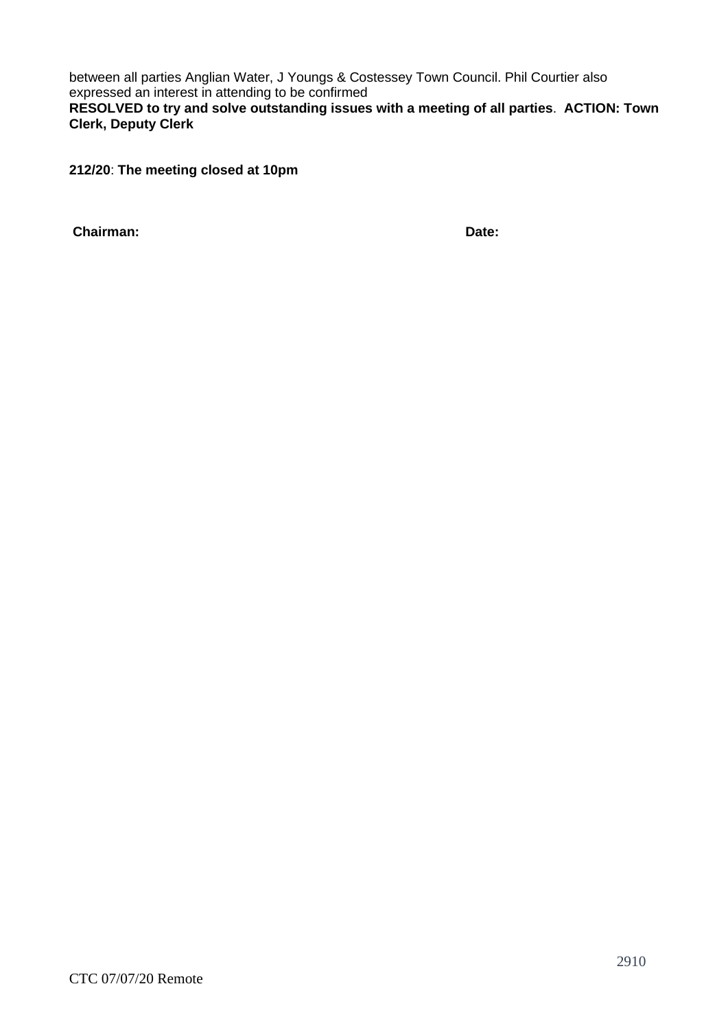between all parties Anglian Water, J Youngs & Costessey Town Council. Phil Courtier also expressed an interest in attending to be confirmed

**RESOLVED to try and solve outstanding issues with a meeting of all parties**. **ACTION: Town Clerk, Deputy Clerk**

**212/20**: **The meeting closed at 10pm**

**Chairman:** **Date:**